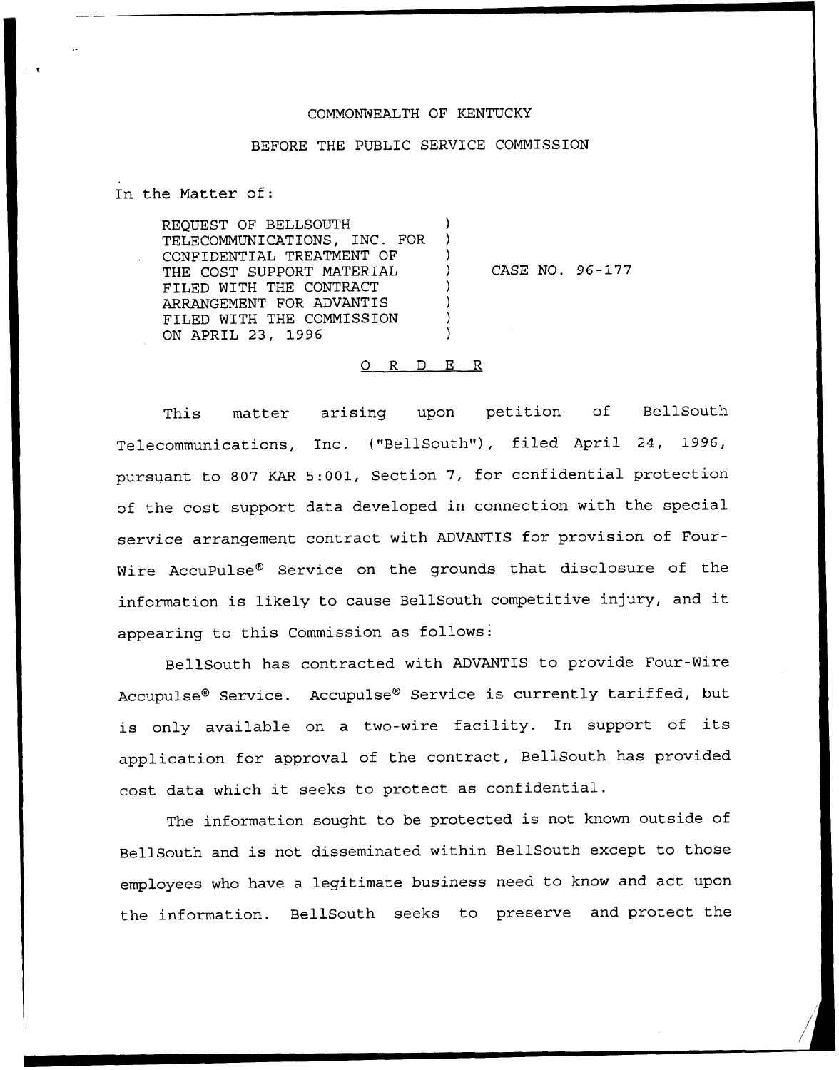COMMONWEALTH OF KENTUCKY

BEFORE THE PUBLIC SERVICE COMMISSION

In the Matter of:

| | | |
|---|---|---|
| REQUEST OF BELLSOUTH TELECOMMUNICATIONS, INC. FOR CONFIDENTIAL TREATMENT OF THE COST SUPPORT MATERIAL FILED WITH THE CONTRACT ARRANGEMENT FOR ADVANTIS FILED WITH THE COMMISSION ON APRIL 23, 1996 | ) | CASE NO. 96-177 |

O R D E R

This matter arising upon petition of BellSouth Telecommunications, Inc. ("BellSouth"), filed April 24, 1996, pursuant to 807 KAR 5:001, Section 7, for confidential protection of the cost support data developed in connection with the special service arrangement contract with ADVANTIS for provision of Four-Wire AccuPulse® Service on the grounds that disclosure of the information is likely to cause BellSouth competitive injury, and it appearing to this Commission as follows:

BellSouth has contracted with ADVANTIS to provide Four-Wire Accupulse® Service. Accupulse® Service is currently tariffed, but is only available on a two-wire facility. In support of its application for approval of the contract, BellSouth has provided cost data which it seeks to protect as confidential.

The information sought to be protected is not known outside of BellSouth and is not disseminated within BellSouth except to those employees who have a legitimate business need to know and act upon the information. BellSouth seeks to preserve and protect the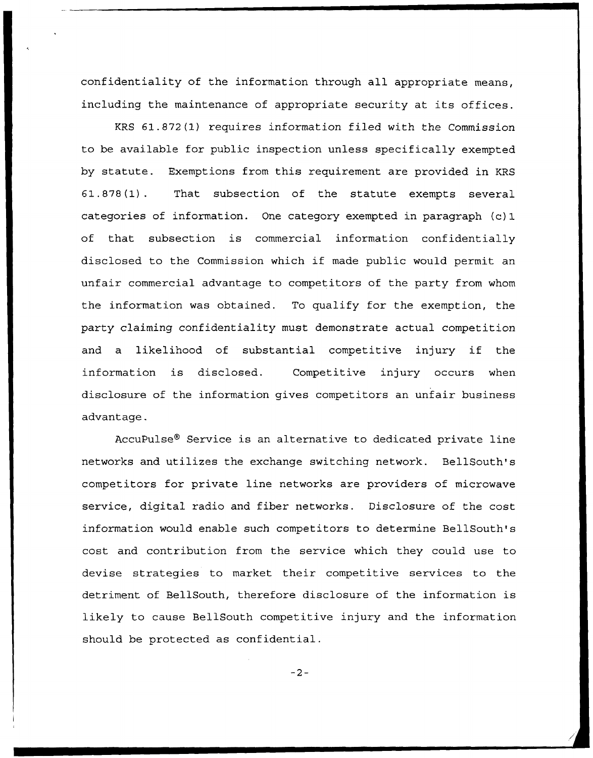confidentiality of the information through all appropriate means, including the maintenance of appropriate security at its offices.

KRS 61.872(1) requires information filed with the Commission to be available for public inspection unless specifically exempted by statute. Exemptions from this requirement are provided in KRS 61.878(1). That subsection of the statute exempts several categories of information. One category exempted in paragraph (c)1 of that subsection is commercial information confidentially disclosed to the Commission which if made public would permit an unfair commercial advantage to competitors of the party from whom the information was obtained. To qualify for the exemption, the party claiming confidentiality must demonstrate actual competition and a likelihood of substantial competitive injury if the information is disclosed. Competitive injury occurs when disclosure of the information gives competitors an unfair business advantage.

AccuPulse® Service is an alternative to dedicated private line networks and utilizes the exchange switching network. BellSouth's competitors for private line networks are providers of microwave service, digital radio and fiber networks. Disclosure of the cost information would enable such competitors to determine BellSouth's cost and contribution from the service which they could use to devise strategies to market their competitive services to the detriment of BellSouth, therefore disclosure of the information is likely to cause BellSouth competitive injury and the information should be protected as confidential.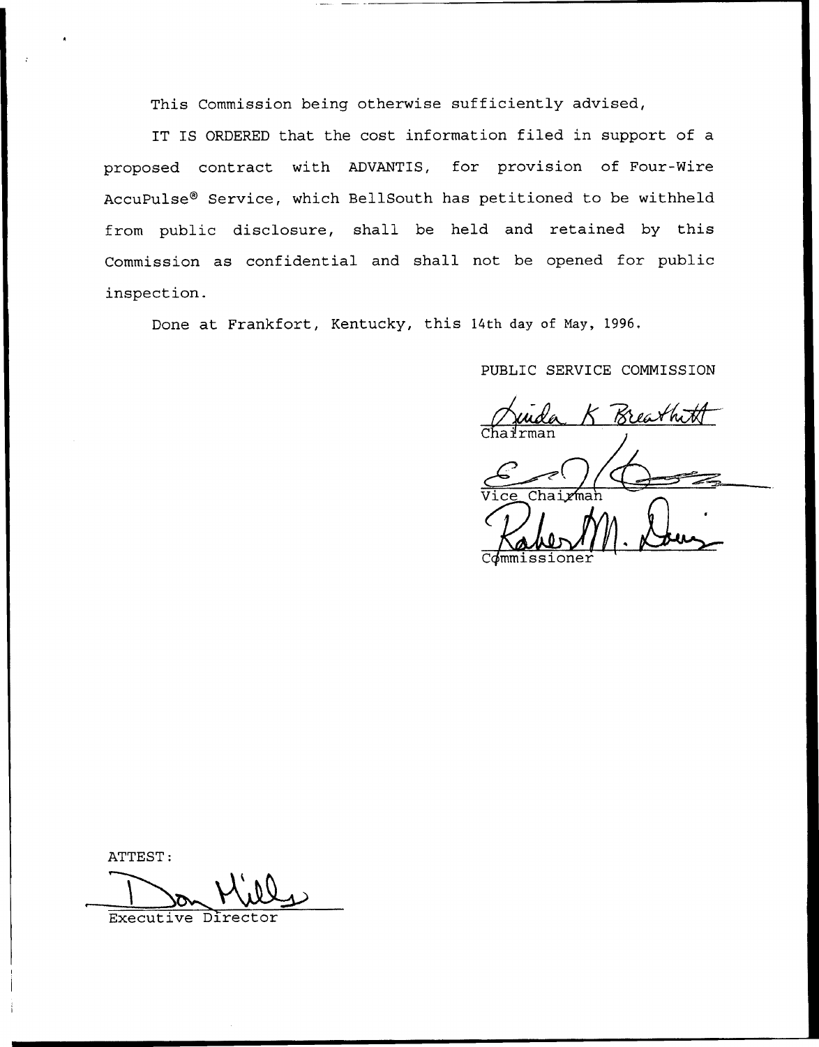This Commission being otherwise sufficiently advised,

IT IS ORDERED that the cost information filed in support of a proposed contract with ADVANTIS, for provision of Four-Wire AccuPulse® Service, which BellSouth has petitioned to be withheld from public disclosure, shall be held and retained by this Commission as confidential and shall not be opened for public inspection.

Done at Frankfort, Kentucky, this 14th day of May, 1996.

PUBLIC SERVICE COMMISSION

Chairman

Vice Chairman

Commissioner

ATTEST:

Executive Director